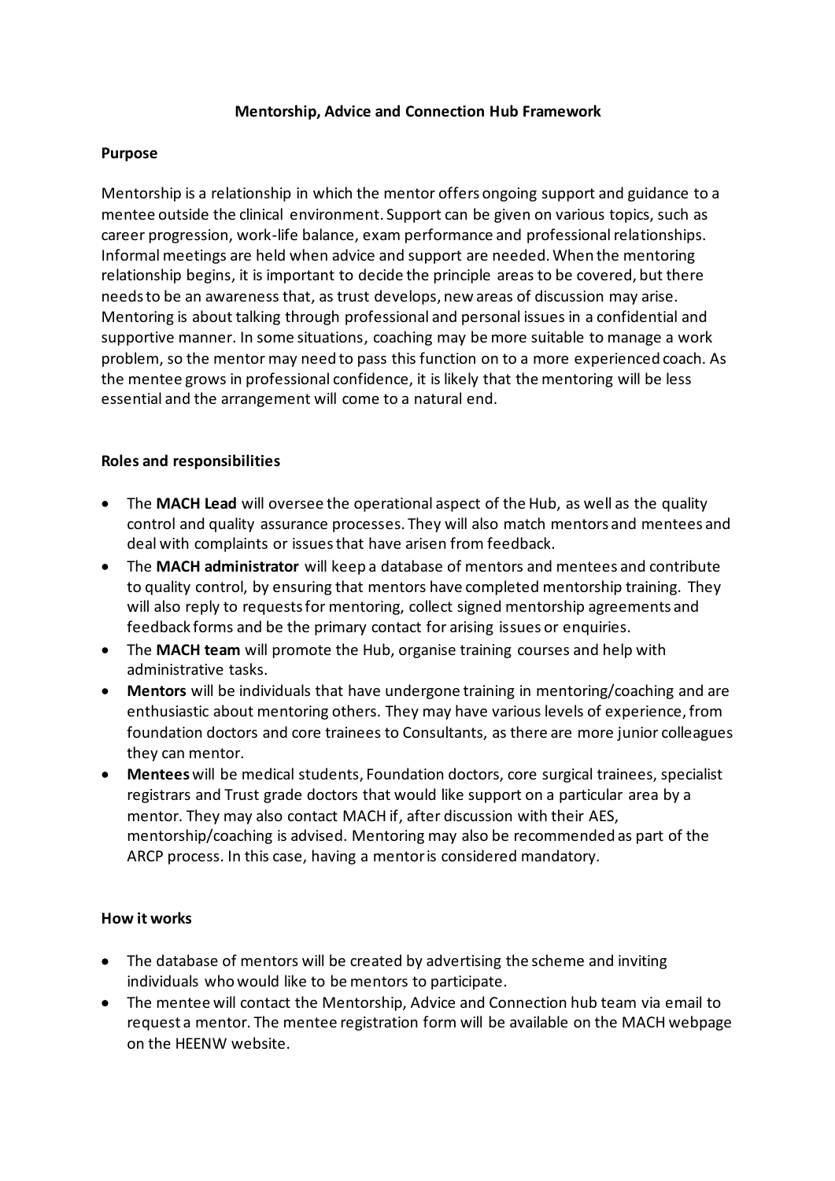# Mentorship, Advice and Connection Hub Framework

## Purpose

Mentorship is a relationship in which the mentor offers ongoing support and guidance to a mentee outside the clinical environment. Support can be given on various topics, such as career progression, work-life balance, exam performance and professional relationships. Informal meetings are held when advice and support are needed. When the mentoring relationship begins, it is important to decide the principle areas to be covered, but there needs to be an awareness that, as trust develops, new areas of discussion may arise. Mentoring is about talking through professional and personal issues in a confidential and supportive manner. In some situations, coaching may be more suitable to manage a work problem, so the mentor may need to pass this function on to a more experienced coach. As the mentee grows in professional confidence, it is likely that the mentoring will be less essential and the arrangement will come to a natural end.

## Roles and responsibilities

- The **MACH Lead** will oversee the operational aspect of the Hub, as well as the quality control and quality assurance processes. They will also match mentors and mentees and deal with complaints or issues that have arisen from feedback.
- The **MACH administrator** will keep a database of mentors and mentees and contribute to quality control, by ensuring that mentors have completed mentorship training. They will also reply to requests for mentoring, collect signed mentorship agreements and feedback forms and be the primary contact for arising issues or enquiries.
- The **MACH team** will promote the Hub, organise training courses and help with administrative tasks.
- **Mentors** will be individuals that have undergone training in mentoring/coaching and are enthusiastic about mentoring others. They may have various levels of experience, from foundation doctors and core trainees to Consultants, as there are more junior colleagues they can mentor.
- **Mentees** will be medical students, Foundation doctors, core surgical trainees, specialist registrars and Trust grade doctors that would like support on a particular area by a mentor. They may also contact MACH if, after discussion with their AES, mentorship/coaching is advised. Mentoring may also be recommended as part of the ARCP process. In this case, having a mentor is considered mandatory.

## How it works

- The database of mentors will be created by advertising the scheme and inviting individuals who would like to be mentors to participate.
- The mentee will contact the Mentorship, Advice and Connection hub team via email to request a mentor. The mentee registration form will be available on the MACH webpage on the HEENW website.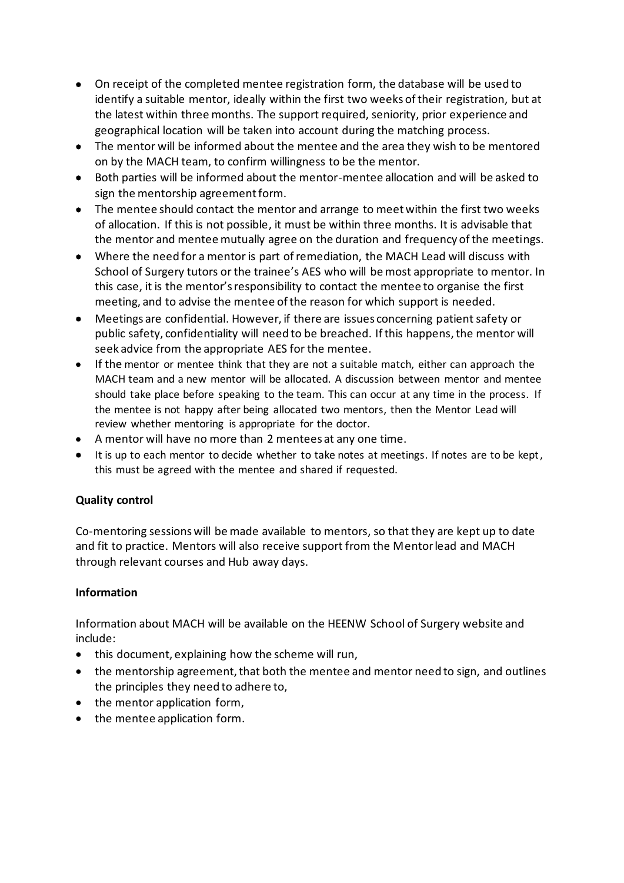- On receipt of the completed mentee registration form, the database will be used to identify a suitable mentor, ideally within the first two weeks of their registration, but at the latest within three months. The support required, seniority, prior experience and geographical location will be taken into account during the matching process.
- The mentor will be informed about the mentee and the area they wish to be mentored on by the MACH team, to confirm willingness to be the mentor.
- Both parties will be informed about the mentor-mentee allocation and will be asked to sign the mentorship agreement form.
- The mentee should contact the mentor and arrange to meet within the first two weeks of allocation. If this is not possible, it must be within three months. It is advisable that the mentor and mentee mutually agree on the duration and frequency of the meetings.
- Where the need for a mentor is part of remediation, the MACH Lead will discuss with School of Surgery tutors or the trainee's AES who will be most appropriate to mentor. In this case, it is the mentor's responsibility to contact the mentee to organise the first meeting, and to advise the mentee of the reason for which support is needed.
- Meetings are confidential. However, if there are issues concerning patient safety or public safety, confidentiality will need to be breached. If this happens, the mentor will seek advice from the appropriate AES for the mentee.
- If the mentor or mentee think that they are not a suitable match, either can approach the MACH team and a new mentor will be allocated. A discussion between mentor and mentee should take place before speaking to the team. This can occur at any time in the process. If the mentee is not happy after being allocated two mentors, then the Mentor Lead will review whether mentoring is appropriate for the doctor.
- A mentor will have no more than 2 mentees at any one time.
- It is up to each mentor to decide whether to take notes at meetings. If notes are to be kept, this must be agreed with the mentee and shared if requested.

**Quality control**

Co-mentoring sessions will be made available to mentors, so that they are kept up to date and fit to practice. Mentors will also receive support from the Mentor lead and MACH through relevant courses and Hub away days.

**Information**

Information about MACH will be available on the HEENW School of Surgery website and include:

- this document, explaining how the scheme will run,
- the mentorship agreement, that both the mentee and mentor need to sign, and outlines the principles they need to adhere to,
- the mentor application form,
- the mentee application form.